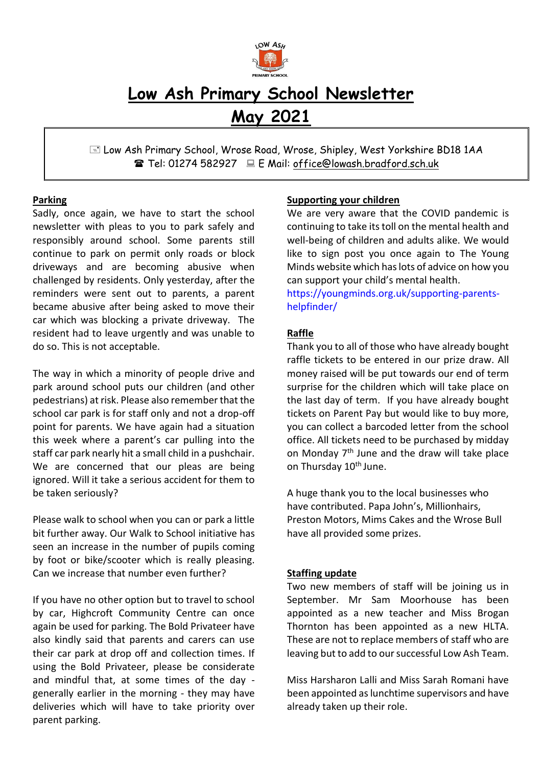# Low Ash Primary School Newsletter

# May 2021

📧 Low Ash Primary School, Wrose Road, Wrose, Shipley, West Yorkshire BD18 1AA
☎ Tel: 01274 582927 💻 E Mail: office@lowash.bradford.sch.uk

## Parking

Sadly, once again, we have to start the school newsletter with pleas to you to park safely and responsibly around school. Some parents still continue to park on permit only roads or block driveways and are becoming abusive when challenged by residents. Only yesterday, after the reminders were sent out to parents, a parent became abusive after being asked to move their car which was blocking a private driveway. The resident had to leave urgently and was unable to do so. This is not acceptable.

The way in which a minority of people drive and park around school puts our children (and other pedestrians) at risk. Please also remember that the school car park is for staff only and not a drop-off point for parents. We have again had a situation this week where a parent's car pulling into the staff car park nearly hit a small child in a pushchair. We are concerned that our pleas are being ignored. Will it take a serious accident for them to be taken seriously?

Please walk to school when you can or park a little bit further away. Our Walk to School initiative has seen an increase in the number of pupils coming by foot or bike/scooter which is really pleasing. Can we increase that number even further?

If you have no other option but to travel to school by car, Highcroft Community Centre can once again be used for parking. The Bold Privateer have also kindly said that parents and carers can use their car park at drop off and collection times. If using the Bold Privateer, please be considerate and mindful that, at some times of the day - generally earlier in the morning - they may have deliveries which will have to take priority over parent parking.

## Supporting your children

We are very aware that the COVID pandemic is continuing to take its toll on the mental health and well-being of children and adults alike. We would like to sign post you once again to The Young Minds website which has lots of advice on how you can support your child's mental health.
https://youngminds.org.uk/supporting-parents-helpfinder/

## Raffle

Thank you to all of those who have already bought raffle tickets to be entered in our prize draw. All money raised will be put towards our end of term surprise for the children which will take place on the last day of term. If you have already bought tickets on Parent Pay but would like to buy more, you can collect a barcoded letter from the school office. All tickets need to be purchased by midday on Monday 7th June and the draw will take place on Thursday 10th June.

A huge thank you to the local businesses who have contributed. Papa John's, Millionhairs, Preston Motors, Mims Cakes and the Wrose Bull have all provided some prizes.

## Staffing update

Two new members of staff will be joining us in September. Mr Sam Moorhouse has been appointed as a new teacher and Miss Brogan Thornton has been appointed as a new HLTA. These are not to replace members of staff who are leaving but to add to our successful Low Ash Team.

Miss Harsharon Lalli and Miss Sarah Romani have been appointed as lunchtime supervisors and have already taken up their role.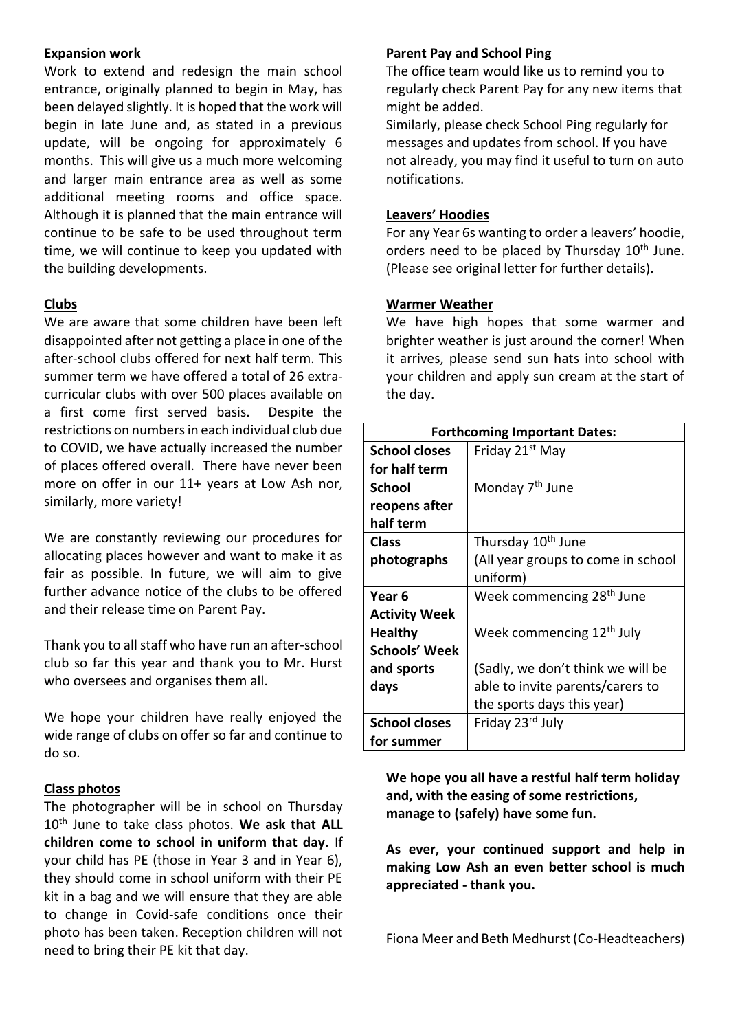## Expansion work

Work to extend and redesign the main school entrance, originally planned to begin in May, has been delayed slightly. It is hoped that the work will begin in late June and, as stated in a previous update, will be ongoing for approximately 6 months. This will give us a much more welcoming and larger main entrance area as well as some additional meeting rooms and office space. Although it is planned that the main entrance will continue to be safe to be used throughout term time, we will continue to keep you updated with the building developments.

## Clubs

We are aware that some children have been left disappointed after not getting a place in one of the after-school clubs offered for next half term. This summer term we have offered a total of 26 extra-curricular clubs with over 500 places available on a first come first served basis. Despite the restrictions on numbers in each individual club due to COVID, we have actually increased the number of places offered overall. There have never been more on offer in our 11+ years at Low Ash nor, similarly, more variety!

We are constantly reviewing our procedures for allocating places however and want to make it as fair as possible. In future, we will aim to give further advance notice of the clubs to be offered and their release time on Parent Pay.

Thank you to all staff who have run an after-school club so far this year and thank you to Mr. Hurst who oversees and organises them all.

We hope your children have really enjoyed the wide range of clubs on offer so far and continue to do so.

## Class photos

The photographer will be in school on Thursday 10th June to take class photos. **We ask that ALL children come to school in uniform that day.** If your child has PE (those in Year 3 and in Year 6), they should come in school uniform with their PE kit in a bag and we will ensure that they are able to change in Covid-safe conditions once their photo has been taken. Reception children will not need to bring their PE kit that day.

## Parent Pay and School Ping

The office team would like us to remind you to regularly check Parent Pay for any new items that might be added.

Similarly, please check School Ping regularly for messages and updates from school. If you have not already, you may find it useful to turn on auto notifications.

## Leavers' Hoodies

For any Year 6s wanting to order a leavers' hoodie, orders need to be placed by Thursday 10th June. (Please see original letter for further details).

## Warmer Weather

We have high hopes that some warmer and brighter weather is just around the corner! When it arrives, please send sun hats into school with your children and apply sun cream at the start of the day.

| **Forthcoming Important Dates:** | |
|---|---|
| **School closes for half term** | Friday 21st May |
| **School reopens after half term** | Monday 7th June |
| **Class photographs** | Thursday 10th June (All year groups to come in school uniform) |
| **Year 6 Activity Week** | Week commencing 28th June |
| **Healthy Schools' Week and sports days** | Week commencing 12th July<br><br>(Sadly, we don't think we will be able to invite parents/carers to the sports days this year) |
| **School closes for summer** | Friday 23rd July |

**We hope you all have a restful half term holiday and, with the easing of some restrictions, manage to (safely) have some fun.**

**As ever, your continued support and help in making Low Ash an even better school is much appreciated - thank you.**

Fiona Meer and Beth Medhurst (Co-Headteachers)